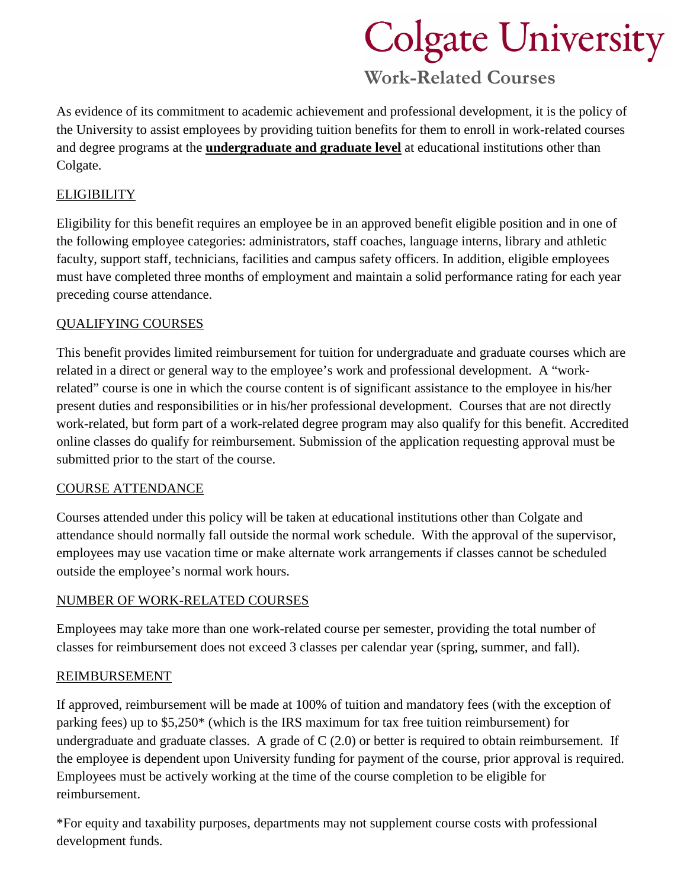# Colgate University

## Work-Related Courses

As evidence of its commitment to academic achievement and professional development, it is the policy of the University to assist employees by providing tuition benefits for them to enroll in work-related courses and degree programs at the **undergraduate and graduate level** at educational institutions other than Colgate.

### ELIGIBILITY

Eligibility for this benefit requires an employee be in an approved benefit eligible position and in one of the following employee categories: administrators, staff coaches, language interns, library and athletic faculty, support staff, technicians, facilities and campus safety officers. In addition, eligible employees must have completed three months of employment and maintain a solid performance rating for each year preceding course attendance.

### QUALIFYING COURSES

This benefit provides limited reimbursement for tuition for undergraduate and graduate courses which are related in a direct or general way to the employee's work and professional development. A "work-related" course is one in which the course content is of significant assistance to the employee in his/her present duties and responsibilities or in his/her professional development. Courses that are not directly work-related, but form part of a work-related degree program may also qualify for this benefit. Accredited online classes do qualify for reimbursement. Submission of the application requesting approval must be submitted prior to the start of the course.

### COURSE ATTENDANCE

Courses attended under this policy will be taken at educational institutions other than Colgate and attendance should normally fall outside the normal work schedule. With the approval of the supervisor, employees may use vacation time or make alternate work arrangements if classes cannot be scheduled outside the employee's normal work hours.

### NUMBER OF WORK-RELATED COURSES

Employees may take more than one work-related course per semester, providing the total number of classes for reimbursement does not exceed 3 classes per calendar year (spring, summer, and fall).

### REIMBURSEMENT

If approved, reimbursement will be made at 100% of tuition and mandatory fees (with the exception of parking fees) up to $5,250* (which is the IRS maximum for tax free tuition reimbursement) for undergraduate and graduate classes. A grade of C (2.0) or better is required to obtain reimbursement. If the employee is dependent upon University funding for payment of the course, prior approval is required. Employees must be actively working at the time of the course completion to be eligible for reimbursement.

*For equity and taxability purposes, departments may not supplement course costs with professional development funds.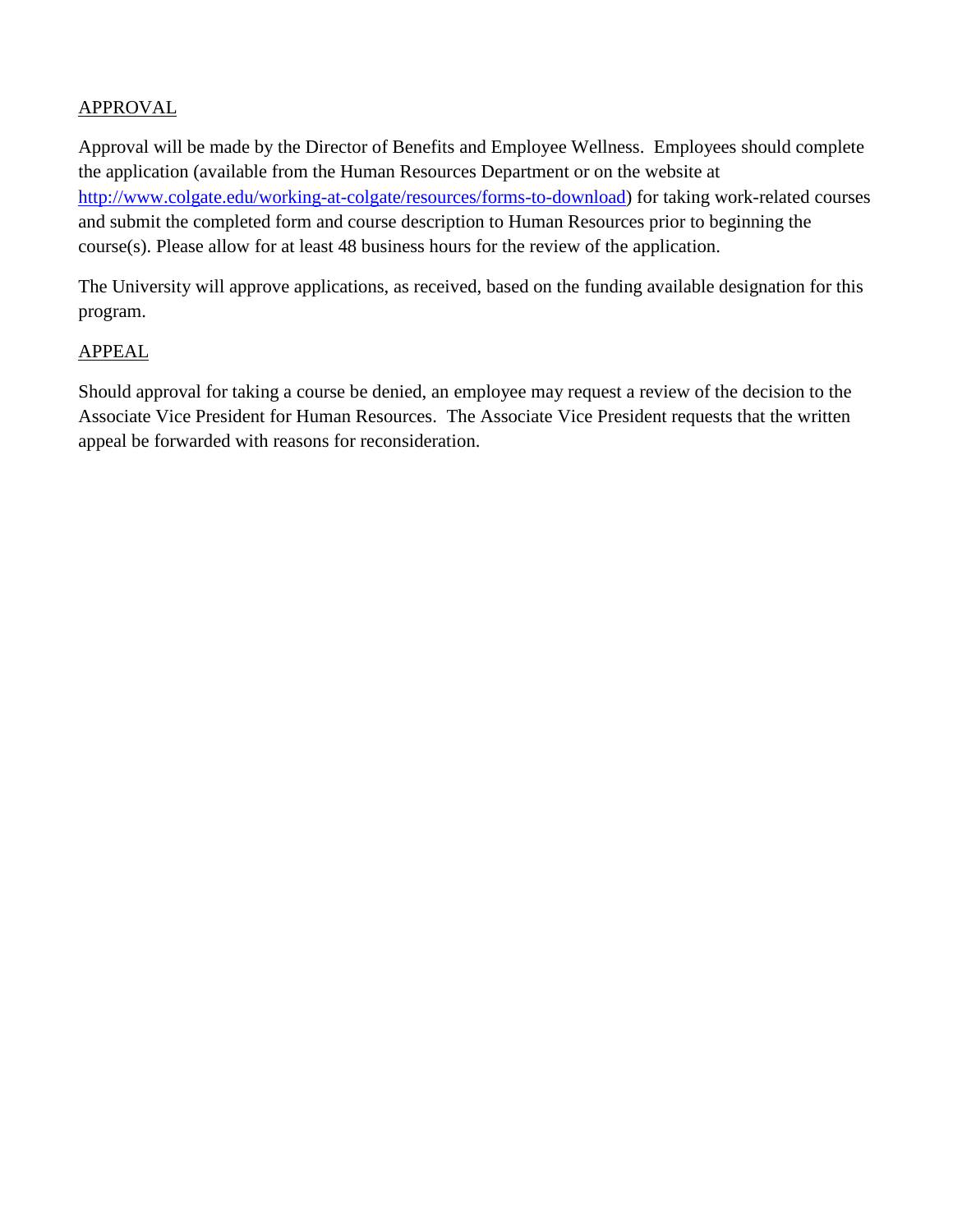## APPROVAL

Approval will be made by the Director of Benefits and Employee Wellness. Employees should complete the application (available from the Human Resources Department or on the website at [http://www.colgate.edu/working-at-colgate/resources/forms-to-download](http://www.colgate.edu/working-at-colgate/resources/forms-to-download)) for taking work-related courses and submit the completed form and course description to Human Resources prior to beginning the course(s). Please allow for at least 48 business hours for the review of the application.

The University will approve applications, as received, based on the funding available designation for this program.

## APPEAL

Should approval for taking a course be denied, an employee may request a review of the decision to the Associate Vice President for Human Resources. The Associate Vice President requests that the written appeal be forwarded with reasons for reconsideration.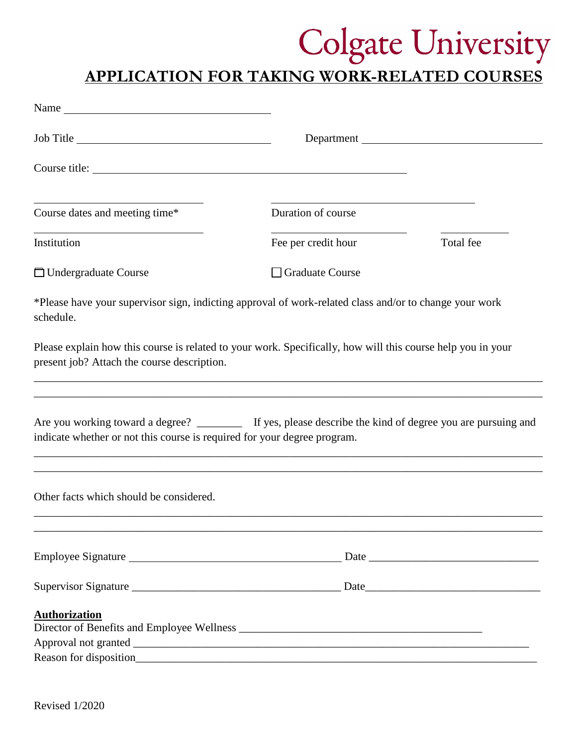# Colgate University

## APPLICATION FOR TAKING WORK-RELATED COURSES

Name ___________________________________

Job Title ________________________________ Department ________________________________

Course title: ____________________________________________________

______________________________ ____________________________________
Course dates and meeting time* Duration of course

______________________________ ________________________ ____________
Institution Fee per credit hour Total fee

☐ Undergraduate Course ☐ Graduate Course

*Please have your supervisor sign, indicting approval of work-related class and/or to change your work schedule.

Please explain how this course is related to your work. Specifically, how will this course help you in your present job? Attach the course description.

_____________________________________________________________________________________________

_____________________________________________________________________________________________

Are you working toward a degree? ________ If yes, please describe the kind of degree you are pursuing and indicate whether or not this course is required for your degree program.

_____________________________________________________________________________________________

_____________________________________________________________________________________________

Other facts which should be considered.

_____________________________________________________________________________________________

_____________________________________________________________________________________________

Employee Signature ______________________________________ Date ______________________________

Supervisor Signature _____________________________________ Date______________________________

**Authorization**

Director of Benefits and Employee Wellness ___________________________________________

Approval not granted _________________________________________________________________________

Reason for disposition_________________________________________________________________________

Revised 1/2020